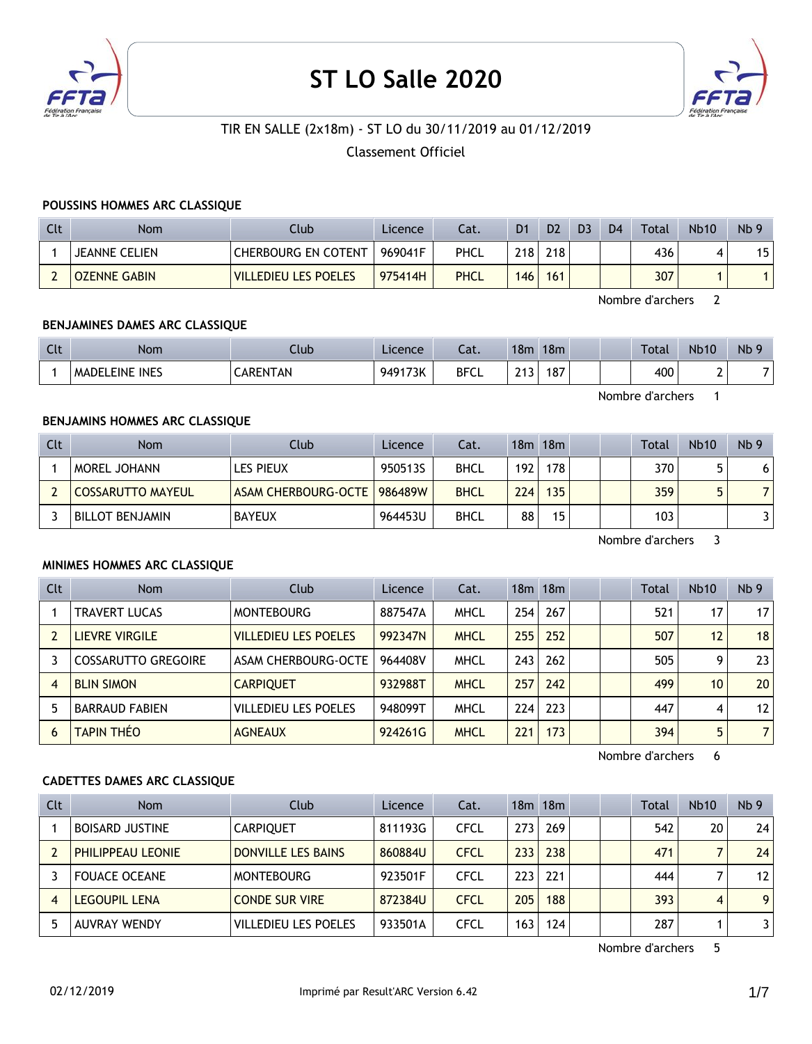# ST LO Salle 2020

TIR EN SALLE (2x18m) - ST LO du 30/11/2019 au 01/12/2019

Classement Officiel

### POUSSINS HOMMES ARC CLASSIQUE

| Clt | Nom | Club | Licence | Cat. | D1 | D2 | D3 | D4 | Total | Nb10 | Nb 9 |
|---|---|---|---|---|---|---|---|---|---|---|---|
| 1 | JEANNE CELIEN | CHERBOURG EN COTENT | 969041F | PHCL | 218 | 218 | | | 436 | 4 | 15 |
| 2 | OZENNE GABIN | VILLEDIEU LES POELES | 975414H | PHCL | 146 | 161 | | | 307 | 1 | 1 |

Nombre d'archers 2

### BENJAMINES DAMES ARC CLASSIQUE

| Clt | Nom | Club | Licence | Cat. | 18m | 18m | | | Total | Nb10 | Nb 9 |
|---|---|---|---|---|---|---|---|---|---|---|---|
| 1 | MADELEINE INES | CARENTAN | 949173K | BFCL | 213 | 187 | | | 400 | 2 | 7 |

Nombre d'archers 1

### BENJAMINS HOMMES ARC CLASSIQUE

| Clt | Nom | Club | Licence | Cat. | 18m | 18m | | | Total | Nb10 | Nb 9 |
|---|---|---|---|---|---|---|---|---|---|---|---|
| 1 | MOREL JOHANN | LES PIEUX | 950513S | BHCL | 192 | 178 | | | 370 | 5 | 6 |
| 2 | COSSARUTTO MAYEUL | ASAM CHERBOURG-OCTE | 986489W | BHCL | 224 | 135 | | | 359 | 5 | 7 |
| 3 | BILLOT BENJAMIN | BAYEUX | 964453U | BHCL | 88 | 15 | | | 103 | | 3 |

Nombre d'archers 3

### MINIMES HOMMES ARC CLASSIQUE

| Clt | Nom | Club | Licence | Cat. | 18m | 18m | | | Total | Nb10 | Nb 9 |
|---|---|---|---|---|---|---|---|---|---|---|---|
| 1 | TRAVERT LUCAS | MONTEBOURG | 887547A | MHCL | 254 | 267 | | | 521 | 17 | 17 |
| 2 | LIEVRE VIRGILE | VILLEDIEU LES POELES | 992347N | MHCL | 255 | 252 | | | 507 | 12 | 18 |
| 3 | COSSARUTTO GREGOIRE | ASAM CHERBOURG-OCTE | 964408V | MHCL | 243 | 262 | | | 505 | 9 | 23 |
| 4 | BLIN SIMON | CARPIQUET | 932988T | MHCL | 257 | 242 | | | 499 | 10 | 20 |
| 5 | BARRAUD FABIEN | VILLEDIEU LES POELES | 948099T | MHCL | 224 | 223 | | | 447 | 4 | 12 |
| 6 | TAPIN THÉO | AGNEAUX | 924261G | MHCL | 221 | 173 | | | 394 | 5 | 7 |

Nombre d'archers 6

### CADETTES DAMES ARC CLASSIQUE

| Clt | Nom | Club | Licence | Cat. | 18m | 18m | | | Total | Nb10 | Nb 9 |
|---|---|---|---|---|---|---|---|---|---|---|---|
| 1 | BOISARD JUSTINE | CARPIQUET | 811193G | CFCL | 273 | 269 | | | 542 | 20 | 24 |
| 2 | PHILIPPEAU LEONIE | DONVILLE LES BAINS | 860884U | CFCL | 233 | 238 | | | 471 | 7 | 24 |
| 3 | FOUACE OCEANE | MONTEBOURG | 923501F | CFCL | 223 | 221 | | | 444 | 7 | 12 |
| 4 | LEGOUPIL LENA | CONDE SUR VIRE | 872384U | CFCL | 205 | 188 | | | 393 | 4 | 9 |
| 5 | AUVRAY WENDY | VILLEDIEU LES POELES | 933501A | CFCL | 163 | 124 | | | 287 | 1 | 3 |

Nombre d'archers 5

02/12/2019 Imprimé par Result'ARC Version 6.42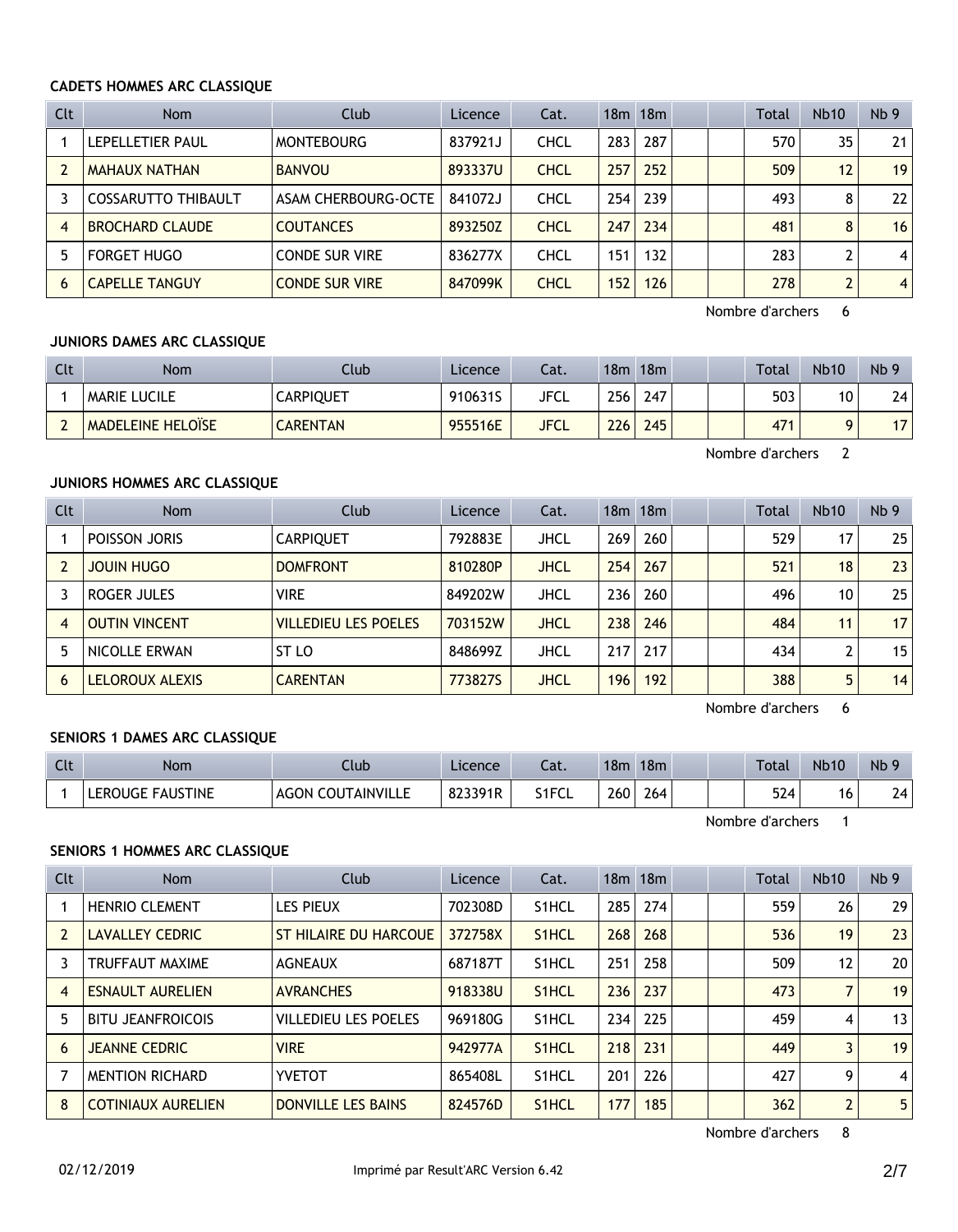### CADETS HOMMES ARC CLASSIQUE

| Clt | Nom | Club | Licence | Cat. | 18m | 18m | | | Total | Nb10 | Nb 9 |
|---|---|---|---|---|---|---|---|---|---|---|---|
| 1 | LEPELLETIER PAUL | MONTEBOURG | 837921J | CHCL | 283 | 287 | | | 570 | 35 | 21 |
| 2 | MAHAUX NATHAN | BANVOU | 893337U | CHCL | 257 | 252 | | | 509 | 12 | 19 |
| 3 | COSSARUTTO THIBAULT | ASAM CHERBOURG-OCTE | 841072J | CHCL | 254 | 239 | | | 493 | 8 | 22 |
| 4 | BROCHARD CLAUDE | COUTANCES | 893250Z | CHCL | 247 | 234 | | | 481 | 8 | 16 |
| 5 | FORGET HUGO | CONDE SUR VIRE | 836277X | CHCL | 151 | 132 | | | 283 | 2 | 4 |
| 6 | CAPELLE TANGUY | CONDE SUR VIRE | 847099K | CHCL | 152 | 126 | | | 278 | 2 | 4 |

Nombre d'archers 6

### JUNIORS DAMES ARC CLASSIQUE

| Clt | Nom | Club | Licence | Cat. | 18m | 18m | | | Total | Nb10 | Nb 9 |
|---|---|---|---|---|---|---|---|---|---|---|---|
| 1 | MARIE LUCILE | CARPIQUET | 910631S | JFCL | 256 | 247 | | | 503 | 10 | 24 |
| 2 | MADELEINE HELOÏSE | CARENTAN | 955516E | JFCL | 226 | 245 | | | 471 | 9 | 17 |

Nombre d'archers 2

### JUNIORS HOMMES ARC CLASSIQUE

| Clt | Nom | Club | Licence | Cat. | 18m | 18m | | | Total | Nb10 | Nb 9 |
|---|---|---|---|---|---|---|---|---|---|---|---|
| 1 | POISSON JORIS | CARPIQUET | 792883E | JHCL | 269 | 260 | | | 529 | 17 | 25 |
| 2 | JOUIN HUGO | DOMFRONT | 810280P | JHCL | 254 | 267 | | | 521 | 18 | 23 |
| 3 | ROGER JULES | VIRE | 849202W | JHCL | 236 | 260 | | | 496 | 10 | 25 |
| 4 | OUTIN VINCENT | VILLEDIEU LES POELES | 703152W | JHCL | 238 | 246 | | | 484 | 11 | 17 |
| 5 | NICOLLE ERWAN | ST LO | 848699Z | JHCL | 217 | 217 | | | 434 | 2 | 15 |
| 6 | LELOROUX ALEXIS | CARENTAN | 773827S | JHCL | 196 | 192 | | | 388 | 5 | 14 |

Nombre d'archers 6

### SENIORS 1 DAMES ARC CLASSIQUE

| Clt | Nom | Club | Licence | Cat. | 18m | 18m | | | Total | Nb10 | Nb 9 |
|---|---|---|---|---|---|---|---|---|---|---|---|
| 1 | LEROUGE FAUSTINE | AGON COUTAINVILLE | 823391R | S1FCL | 260 | 264 | | | 524 | 16 | 24 |

Nombre d'archers 1

### SENIORS 1 HOMMES ARC CLASSIQUE

| Clt | Nom | Club | Licence | Cat. | 18m | 18m | | | Total | Nb10 | Nb 9 |
|---|---|---|---|---|---|---|---|---|---|---|---|
| 1 | HENRIO CLEMENT | LES PIEUX | 702308D | S1HCL | 285 | 274 | | | 559 | 26 | 29 |
| 2 | LAVALLEY CEDRIC | ST HILAIRE DU HARCOUE | 372758X | S1HCL | 268 | 268 | | | 536 | 19 | 23 |
| 3 | TRUFFAUT MAXIME | AGNEAUX | 687187T | S1HCL | 251 | 258 | | | 509 | 12 | 20 |
| 4 | ESNAULT AURELIEN | AVRANCHES | 918338U | S1HCL | 236 | 237 | | | 473 | 7 | 19 |
| 5 | BITU JEANFROICOIS | VILLEDIEU LES POELES | 969180G | S1HCL | 234 | 225 | | | 459 | 4 | 13 |
| 6 | JEANNE CEDRIC | VIRE | 942977A | S1HCL | 218 | 231 | | | 449 | 3 | 19 |
| 7 | MENTION RICHARD | YVETOT | 865408L | S1HCL | 201 | 226 | | | 427 | 9 | 4 |
| 8 | COTINIAUX AURELIEN | DONVILLE LES BAINS | 824576D | S1HCL | 177 | 185 | | | 362 | 2 | 5 |

Nombre d'archers 8

02/12/2019 Imprimé par Result'ARC Version 6.42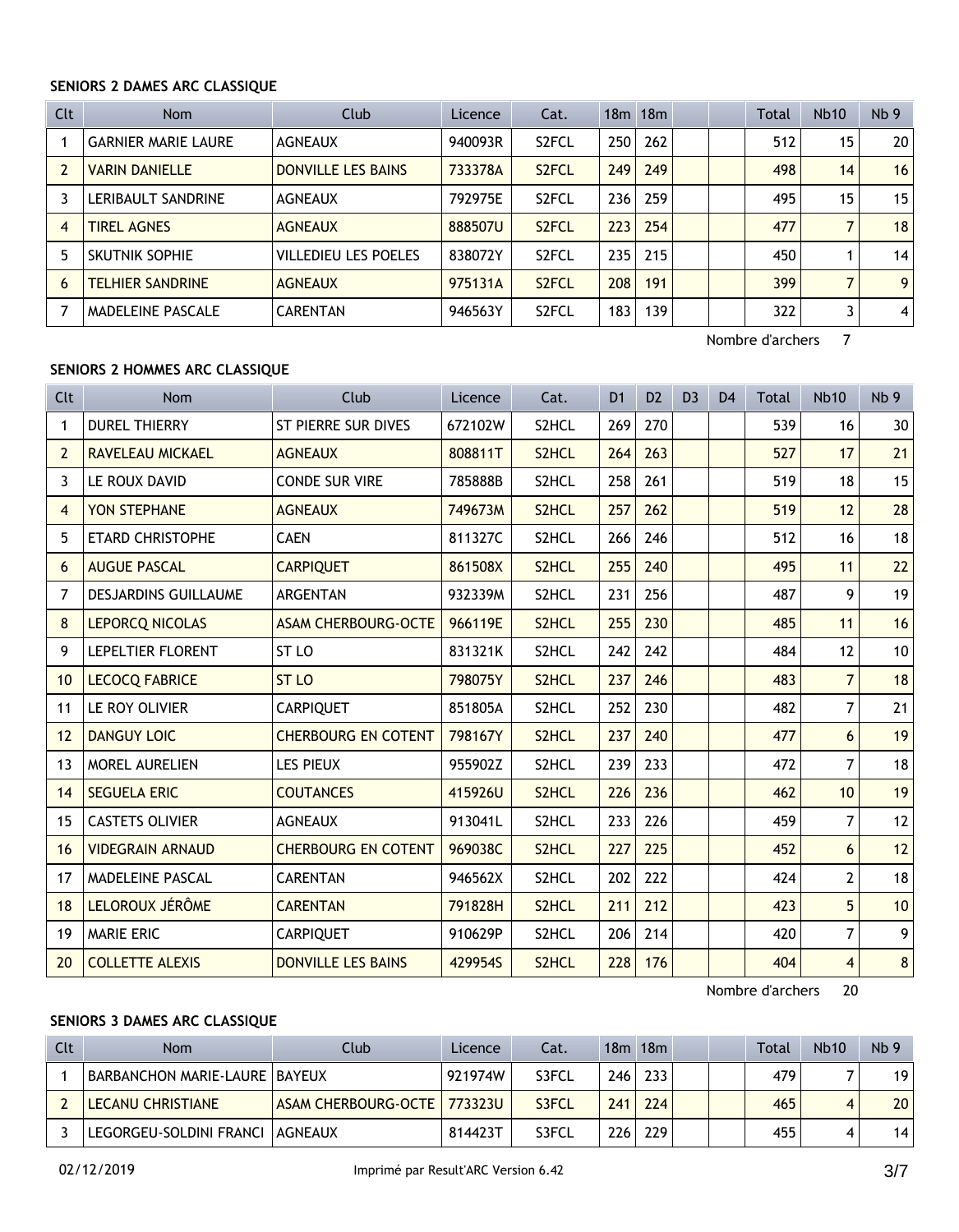**SENIORS 2 DAMES ARC CLASSIQUE**

| Clt | Nom | Club | Licence | Cat. | 18m | 18m | | | Total | Nb10 | Nb 9 |
|---|---|---|---|---|---|---|---|---|---|---|---|
| 1 | GARNIER MARIE LAURE | AGNEAUX | 940093R | S2FCL | 250 | 262 | | | 512 | 15 | 20 |
| 2 | VARIN DANIELLE | DONVILLE LES BAINS | 733378A | S2FCL | 249 | 249 | | | 498 | 14 | 16 |
| 3 | LERIBAULT SANDRINE | AGNEAUX | 792975E | S2FCL | 236 | 259 | | | 495 | 15 | 15 |
| 4 | TIREL AGNES | AGNEAUX | 888507U | S2FCL | 223 | 254 | | | 477 | 7 | 18 |
| 5 | SKUTNIK SOPHIE | VILLEDIEU LES POELES | 838072Y | S2FCL | 235 | 215 | | | 450 | 1 | 14 |
| 6 | TELHIER SANDRINE | AGNEAUX | 975131A | S2FCL | 208 | 191 | | | 399 | 7 | 9 |
| 7 | MADELEINE PASCALE | CARENTAN | 946563Y | S2FCL | 183 | 139 | | | 322 | 3 | 4 |

Nombre d'archers 7

**SENIORS 2 HOMMES ARC CLASSIQUE**

| Clt | Nom | Club | Licence | Cat. | D1 | D2 | D3 | D4 | Total | Nb10 | Nb 9 |
|---|---|---|---|---|---|---|---|---|---|---|---|
| 1 | DUREL THIERRY | ST PIERRE SUR DIVES | 672102W | S2HCL | 269 | 270 | | | 539 | 16 | 30 |
| 2 | RAVELEAU MICKAEL | AGNEAUX | 808811T | S2HCL | 264 | 263 | | | 527 | 17 | 21 |
| 3 | LE ROUX DAVID | CONDE SUR VIRE | 785888B | S2HCL | 258 | 261 | | | 519 | 18 | 15 |
| 4 | YON STEPHANE | AGNEAUX | 749673M | S2HCL | 257 | 262 | | | 519 | 12 | 28 |
| 5 | ETARD CHRISTOPHE | CAEN | 811327C | S2HCL | 266 | 246 | | | 512 | 16 | 18 |
| 6 | AUGUE PASCAL | CARPIQUET | 861508X | S2HCL | 255 | 240 | | | 495 | 11 | 22 |
| 7 | DESJARDINS GUILLAUME | ARGENTAN | 932339M | S2HCL | 231 | 256 | | | 487 | 9 | 19 |
| 8 | LEPORCQ NICOLAS | ASAM CHERBOURG-OCTE | 966119E | S2HCL | 255 | 230 | | | 485 | 11 | 16 |
| 9 | LEPELTIER FLORENT | ST LO | 831321K | S2HCL | 242 | 242 | | | 484 | 12 | 10 |
| 10 | LECOCQ FABRICE | ST LO | 798075Y | S2HCL | 237 | 246 | | | 483 | 7 | 18 |
| 11 | LE ROY OLIVIER | CARPIQUET | 851805A | S2HCL | 252 | 230 | | | 482 | 7 | 21 |
| 12 | DANGUY LOIC | CHERBOURG EN COTENT | 798167Y | S2HCL | 237 | 240 | | | 477 | 6 | 19 |
| 13 | MOREL AURELIEN | LES PIEUX | 955902Z | S2HCL | 239 | 233 | | | 472 | 7 | 18 |
| 14 | SEGUELA ERIC | COUTANCES | 415926U | S2HCL | 226 | 236 | | | 462 | 10 | 19 |
| 15 | CASTETS OLIVIER | AGNEAUX | 913041L | S2HCL | 233 | 226 | | | 459 | 7 | 12 |
| 16 | VIDEGRAIN ARNAUD | CHERBOURG EN COTENT | 969038C | S2HCL | 227 | 225 | | | 452 | 6 | 12 |
| 17 | MADELEINE PASCAL | CARENTAN | 946562X | S2HCL | 202 | 222 | | | 424 | 2 | 18 |
| 18 | LELOROUX JÉRÔME | CARENTAN | 791828H | S2HCL | 211 | 212 | | | 423 | 5 | 10 |
| 19 | MARIE ERIC | CARPIQUET | 910629P | S2HCL | 206 | 214 | | | 420 | 7 | 9 |
| 20 | COLLETTE ALEXIS | DONVILLE LES BAINS | 429954S | S2HCL | 228 | 176 | | | 404 | 4 | 8 |

Nombre d'archers 20

**SENIORS 3 DAMES ARC CLASSIQUE**

| Clt | Nom | Club | Licence | Cat. | 18m | 18m | | | Total | Nb10 | Nb 9 |
|---|---|---|---|---|---|---|---|---|---|---|---|
| 1 | BARBANCHON MARIE-LAURE | BAYEUX | 921974W | S3FCL | 246 | 233 | | | 479 | 7 | 19 |
| 2 | LECANU CHRISTIANE | ASAM CHERBOURG-OCTE | 773323U | S3FCL | 241 | 224 | | | 465 | 4 | 20 |
| 3 | LEGORGEU-SOLDINI FRANCI | AGNEAUX | 814423T | S3FCL | 226 | 229 | | | 455 | 4 | 14 |

02/12/2019 Imprimé par Result'ARC Version 6.42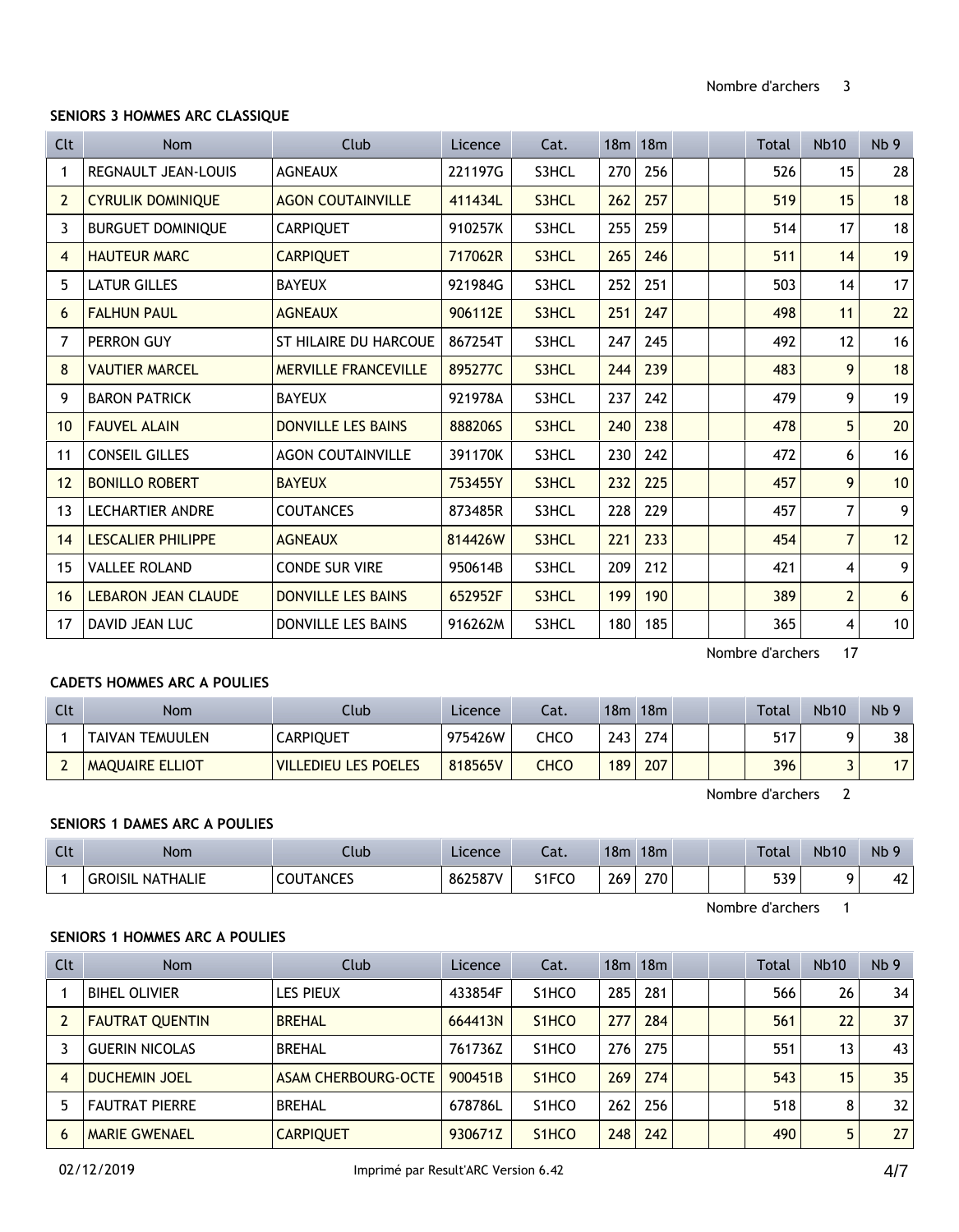Nombre d'archers 3

**SENIORS 3 HOMMES ARC CLASSIQUE**

| Clt | Nom | Club | Licence | Cat. | 18m | 18m | | | Total | Nb10 | Nb 9 |
|---|---|---|---|---|---|---|---|---|---|---|---|
| 1 | REGNAULT JEAN-LOUIS | AGNEAUX | 221197G | S3HCL | 270 | 256 | | | 526 | 15 | 28 |
| 2 | CYRULIK DOMINIQUE | AGON COUTAINVILLE | 411434L | S3HCL | 262 | 257 | | | 519 | 15 | 18 |
| 3 | BURGUET DOMINIQUE | CARPIQUET | 910257K | S3HCL | 255 | 259 | | | 514 | 17 | 18 |
| 4 | HAUTEUR MARC | CARPIQUET | 717062R | S3HCL | 265 | 246 | | | 511 | 14 | 19 |
| 5 | LATUR GILLES | BAYEUX | 921984G | S3HCL | 252 | 251 | | | 503 | 14 | 17 |
| 6 | FALHUN PAUL | AGNEAUX | 906112E | S3HCL | 251 | 247 | | | 498 | 11 | 22 |
| 7 | PERRON GUY | ST HILAIRE DU HARCOUE | 867254T | S3HCL | 247 | 245 | | | 492 | 12 | 16 |
| 8 | VAUTIER MARCEL | MERVILLE FRANCEVILLE | 895277C | S3HCL | 244 | 239 | | | 483 | 9 | 18 |
| 9 | BARON PATRICK | BAYEUX | 921978A | S3HCL | 237 | 242 | | | 479 | 9 | 19 |
| 10 | FAUVEL ALAIN | DONVILLE LES BAINS | 888206S | S3HCL | 240 | 238 | | | 478 | 5 | 20 |
| 11 | CONSEIL GILLES | AGON COUTAINVILLE | 391170K | S3HCL | 230 | 242 | | | 472 | 6 | 16 |
| 12 | BONILLO ROBERT | BAYEUX | 753455Y | S3HCL | 232 | 225 | | | 457 | 9 | 10 |
| 13 | LECHARTIER ANDRE | COUTANCES | 873485R | S3HCL | 228 | 229 | | | 457 | 7 | 9 |
| 14 | LESCALIER PHILIPPE | AGNEAUX | 814426W | S3HCL | 221 | 233 | | | 454 | 7 | 12 |
| 15 | VALLEE ROLAND | CONDE SUR VIRE | 950614B | S3HCL | 209 | 212 | | | 421 | 4 | 9 |
| 16 | LEBARON JEAN CLAUDE | DONVILLE LES BAINS | 652952F | S3HCL | 199 | 190 | | | 389 | 2 | 6 |
| 17 | DAVID JEAN LUC | DONVILLE LES BAINS | 916262M | S3HCL | 180 | 185 | | | 365 | 4 | 10 |

Nombre d'archers 17

**CADETS HOMMES ARC A POULIES**

| Clt | Nom | Club | Licence | Cat. | 18m | 18m | | | Total | Nb10 | Nb 9 |
|---|---|---|---|---|---|---|---|---|---|---|---|
| 1 | TAIVAN TEMUULEN | CARPIQUET | 975426W | CHCO | 243 | 274 | | | 517 | 9 | 38 |
| 2 | MAQUAIRE ELLIOT | VILLEDIEU LES POELES | 818565V | CHCO | 189 | 207 | | | 396 | 3 | 17 |

Nombre d'archers 2

**SENIORS 1 DAMES ARC A POULIES**

| Clt | Nom | Club | Licence | Cat. | 18m | 18m | | | Total | Nb10 | Nb 9 |
|---|---|---|---|---|---|---|---|---|---|---|---|
| 1 | GROISIL NATHALIE | COUTANCES | 862587V | S1FCO | 269 | 270 | | | 539 | 9 | 42 |

Nombre d'archers 1

**SENIORS 1 HOMMES ARC A POULIES**

| Clt | Nom | Club | Licence | Cat. | 18m | 18m | | | Total | Nb10 | Nb 9 |
|---|---|---|---|---|---|---|---|---|---|---|---|
| 1 | BIHEL OLIVIER | LES PIEUX | 433854F | S1HCO | 285 | 281 | | | 566 | 26 | 34 |
| 2 | FAUTRAT QUENTIN | BREHAL | 664413N | S1HCO | 277 | 284 | | | 561 | 22 | 37 |
| 3 | GUERIN NICOLAS | BREHAL | 761736Z | S1HCO | 276 | 275 | | | 551 | 13 | 43 |
| 4 | DUCHEMIN JOEL | ASAM CHERBOURG-OCTE | 900451B | S1HCO | 269 | 274 | | | 543 | 15 | 35 |
| 5 | FAUTRAT PIERRE | BREHAL | 678786L | S1HCO | 262 | 256 | | | 518 | 8 | 32 |
| 6 | MARIE GWENAEL | CARPIQUET | 930671Z | S1HCO | 248 | 242 | | | 490 | 5 | 27 |

02/12/2019 Imprimé par Result'ARC Version 6.42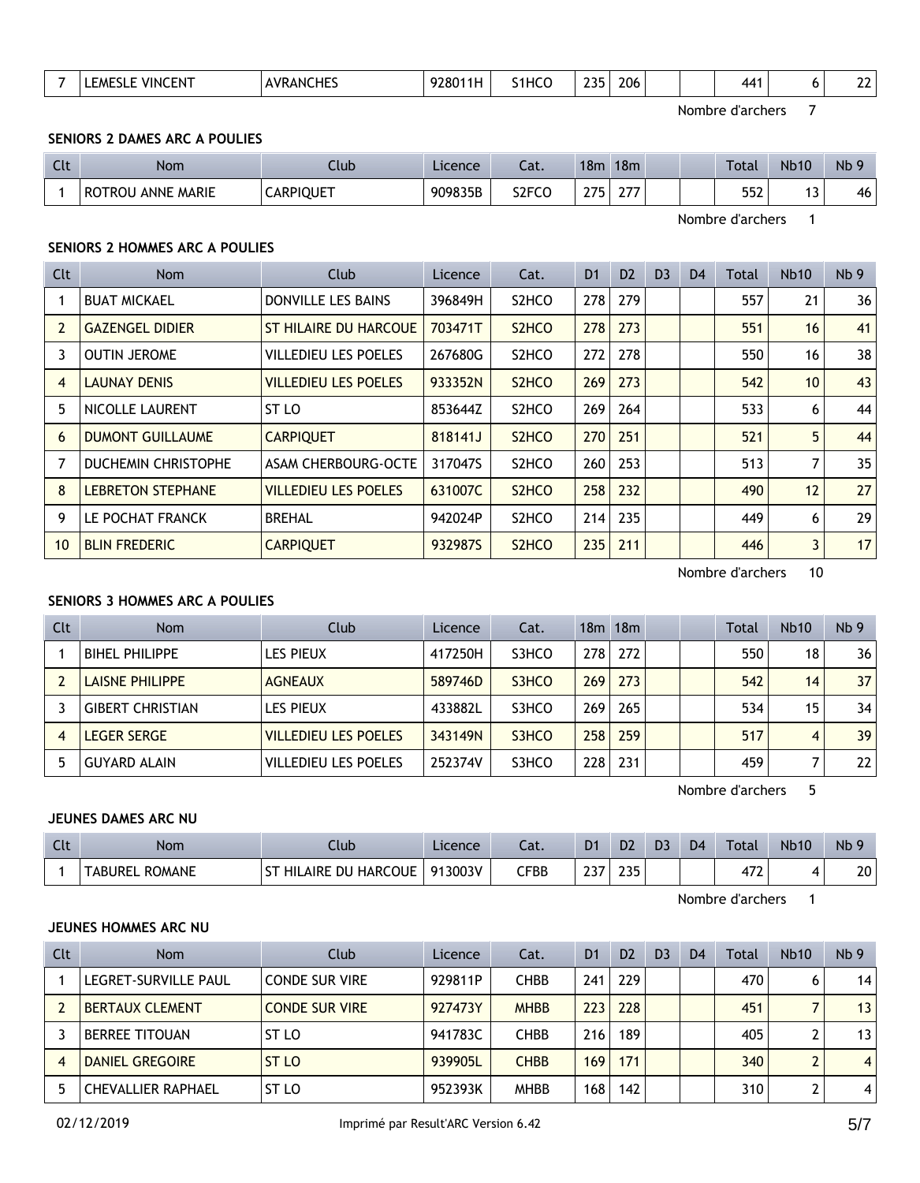| 7 | LEMESLE VINCENT | AVRANCHES | 928011H | S1HCO | 235 | 206 | | | 441 | 6 | 22 |
|---|---|---|---|---|---|---|---|---|---|---|---|

Nombre d'archers 7

**SENIORS 2 DAMES ARC A POULIES**

| Clt | Nom | Club | Licence | Cat. | 18m | 18m | | | Total | Nb10 | Nb 9 |
|---|---|---|---|---|---|---|---|---|---|---|---|
| 1 | ROTROU ANNE MARIE | CARPIQUET | 909835B | S2FCO | 275 | 277 | | | 552 | 13 | 46 |

Nombre d'archers 1

**SENIORS 2 HOMMES ARC A POULIES**

| Clt | Nom | Club | Licence | Cat. | D1 | D2 | D3 | D4 | Total | Nb10 | Nb 9 |
|---|---|---|---|---|---|---|---|---|---|---|---|
| 1 | BUAT MICKAEL | DONVILLE LES BAINS | 396849H | S2HCO | 278 | 279 | | | 557 | 21 | 36 |
| 2 | GAZENGEL DIDIER | ST HILAIRE DU HARCOUE | 703471T | S2HCO | 278 | 273 | | | 551 | 16 | 41 |
| 3 | OUTIN JEROME | VILLEDIEU LES POELES | 267680G | S2HCO | 272 | 278 | | | 550 | 16 | 38 |
| 4 | LAUNAY DENIS | VILLEDIEU LES POELES | 933352N | S2HCO | 269 | 273 | | | 542 | 10 | 43 |
| 5 | NICOLLE LAURENT | ST LO | 853644Z | S2HCO | 269 | 264 | | | 533 | 6 | 44 |
| 6 | DUMONT GUILLAUME | CARPIQUET | 818141J | S2HCO | 270 | 251 | | | 521 | 5 | 44 |
| 7 | DUCHEMIN CHRISTOPHE | ASAM CHERBOURG-OCTE | 317047S | S2HCO | 260 | 253 | | | 513 | 7 | 35 |
| 8 | LEBRETON STEPHANE | VILLEDIEU LES POELES | 631007C | S2HCO | 258 | 232 | | | 490 | 12 | 27 |
| 9 | LE POCHAT FRANCK | BREHAL | 942024P | S2HCO | 214 | 235 | | | 449 | 6 | 29 |
| 10 | BLIN FREDERIC | CARPIQUET | 932987S | S2HCO | 235 | 211 | | | 446 | 3 | 17 |

Nombre d'archers 10

**SENIORS 3 HOMMES ARC A POULIES**

| Clt | Nom | Club | Licence | Cat. | 18m | 18m | | | Total | Nb10 | Nb 9 |
|---|---|---|---|---|---|---|---|---|---|---|---|
| 1 | BIHEL PHILIPPE | LES PIEUX | 417250H | S3HCO | 278 | 272 | | | 550 | 18 | 36 |
| 2 | LAISNE PHILIPPE | AGNEAUX | 589746D | S3HCO | 269 | 273 | | | 542 | 14 | 37 |
| 3 | GIBERT CHRISTIAN | LES PIEUX | 433882L | S3HCO | 269 | 265 | | | 534 | 15 | 34 |
| 4 | LEGER SERGE | VILLEDIEU LES POELES | 343149N | S3HCO | 258 | 259 | | | 517 | 4 | 39 |
| 5 | GUYARD ALAIN | VILLEDIEU LES POELES | 252374V | S3HCO | 228 | 231 | | | 459 | 7 | 22 |

Nombre d'archers 5

**JEUNES DAMES ARC NU**

| Clt | Nom | Club | Licence | Cat. | D1 | D2 | D3 | D4 | Total | Nb10 | Nb 9 |
|---|---|---|---|---|---|---|---|---|---|---|---|
| 1 | TABUREL ROMANE | ST HILAIRE DU HARCOUE | 913003V | CFBB | 237 | 235 | | | 472 | 4 | 20 |

Nombre d'archers 1

**JEUNES HOMMES ARC NU**

| Clt | Nom | Club | Licence | Cat. | D1 | D2 | D3 | D4 | Total | Nb10 | Nb 9 |
|---|---|---|---|---|---|---|---|---|---|---|---|
| 1 | LEGRET-SURVILLE PAUL | CONDE SUR VIRE | 929811P | CHBB | 241 | 229 | | | 470 | 6 | 14 |
| 2 | BERTAUX CLEMENT | CONDE SUR VIRE | 927473Y | MHBB | 223 | 228 | | | 451 | 7 | 13 |
| 3 | BERREE TITOUAN | ST LO | 941783C | CHBB | 216 | 189 | | | 405 | 2 | 13 |
| 4 | DANIEL GREGOIRE | ST LO | 939905L | CHBB | 169 | 171 | | | 340 | 2 | 4 |
| 5 | CHEVALLIER RAPHAEL | ST LO | 952393K | MHBB | 168 | 142 | | | 310 | 2 | 4 |

02/12/2019 Imprimé par Result'ARC Version 6.42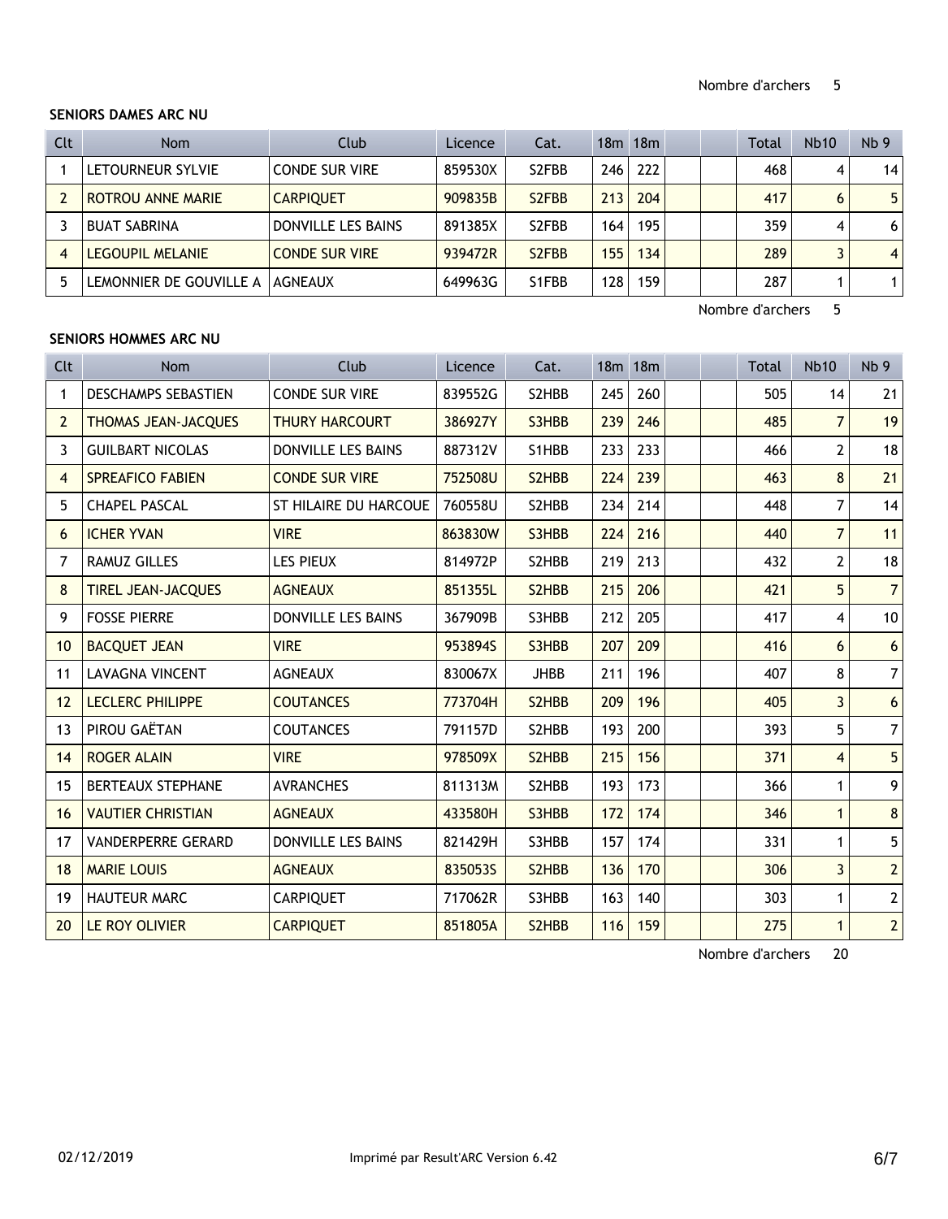Nombre d'archers 5

**SENIORS DAMES ARC NU**

| Clt | Nom | Club | Licence | Cat. | 18m | 18m | | | Total | Nb10 | Nb 9 |
|---|---|---|---|---|---|---|---|---|---|---|---|
| 1 | LETOURNEUR SYLVIE | CONDE SUR VIRE | 859530X | S2FBB | 246 | 222 | | | 468 | 4 | 14 |
| 2 | ROTROU ANNE MARIE | CARPIQUET | 909835B | S2FBB | 213 | 204 | | | 417 | 6 | 5 |
| 3 | BUAT SABRINA | DONVILLE LES BAINS | 891385X | S2FBB | 164 | 195 | | | 359 | 4 | 6 |
| 4 | LEGOUPIL MELANIE | CONDE SUR VIRE | 939472R | S2FBB | 155 | 134 | | | 289 | 3 | 4 |
| 5 | LEMONNIER DE GOUVILLE A | AGNEAUX | 649963G | S1FBB | 128 | 159 | | | 287 | 1 | 1 |

Nombre d'archers 5

**SENIORS HOMMES ARC NU**

| Clt | Nom | Club | Licence | Cat. | 18m | 18m | | | Total | Nb10 | Nb 9 |
|---|---|---|---|---|---|---|---|---|---|---|---|
| 1 | DESCHAMPS SEBASTIEN | CONDE SUR VIRE | 839552G | S2HBB | 245 | 260 | | | 505 | 14 | 21 |
| 2 | THOMAS JEAN-JACQUES | THURY HARCOURT | 386927Y | S3HBB | 239 | 246 | | | 485 | 7 | 19 |
| 3 | GUILBART NICOLAS | DONVILLE LES BAINS | 887312V | S1HBB | 233 | 233 | | | 466 | 2 | 18 |
| 4 | SPREAFICO FABIEN | CONDE SUR VIRE | 752508U | S2HBB | 224 | 239 | | | 463 | 8 | 21 |
| 5 | CHAPEL PASCAL | ST HILAIRE DU HARCOUE | 760558U | S2HBB | 234 | 214 | | | 448 | 7 | 14 |
| 6 | ICHER YVAN | VIRE | 863830W | S3HBB | 224 | 216 | | | 440 | 7 | 11 |
| 7 | RAMUZ GILLES | LES PIEUX | 814972P | S2HBB | 219 | 213 | | | 432 | 2 | 18 |
| 8 | TIREL JEAN-JACQUES | AGNEAUX | 851355L | S2HBB | 215 | 206 | | | 421 | 5 | 7 |
| 9 | FOSSE PIERRE | DONVILLE LES BAINS | 367909B | S3HBB | 212 | 205 | | | 417 | 4 | 10 |
| 10 | BACQUET JEAN | VIRE | 953894S | S3HBB | 207 | 209 | | | 416 | 6 | 6 |
| 11 | LAVAGNA VINCENT | AGNEAUX | 830067X | JHBB | 211 | 196 | | | 407 | 8 | 7 |
| 12 | LECLERC PHILIPPE | COUTANCES | 773704H | S2HBB | 209 | 196 | | | 405 | 3 | 6 |
| 13 | PIROU GAËTAN | COUTANCES | 791157D | S2HBB | 193 | 200 | | | 393 | 5 | 7 |
| 14 | ROGER ALAIN | VIRE | 978509X | S2HBB | 215 | 156 | | | 371 | 4 | 5 |
| 15 | BERTEAUX STEPHANE | AVRANCHES | 811313M | S2HBB | 193 | 173 | | | 366 | 1 | 9 |
| 16 | VAUTIER CHRISTIAN | AGNEAUX | 433580H | S3HBB | 172 | 174 | | | 346 | 1 | 8 |
| 17 | VANDERPERRE GERARD | DONVILLE LES BAINS | 821429H | S3HBB | 157 | 174 | | | 331 | 1 | 5 |
| 18 | MARIE LOUIS | AGNEAUX | 835053S | S2HBB | 136 | 170 | | | 306 | 3 | 2 |
| 19 | HAUTEUR MARC | CARPIQUET | 717062R | S3HBB | 163 | 140 | | | 303 | 1 | 2 |
| 20 | LE ROY OLIVIER | CARPIQUET | 851805A | S2HBB | 116 | 159 | | | 275 | 1 | 2 |

Nombre d'archers 20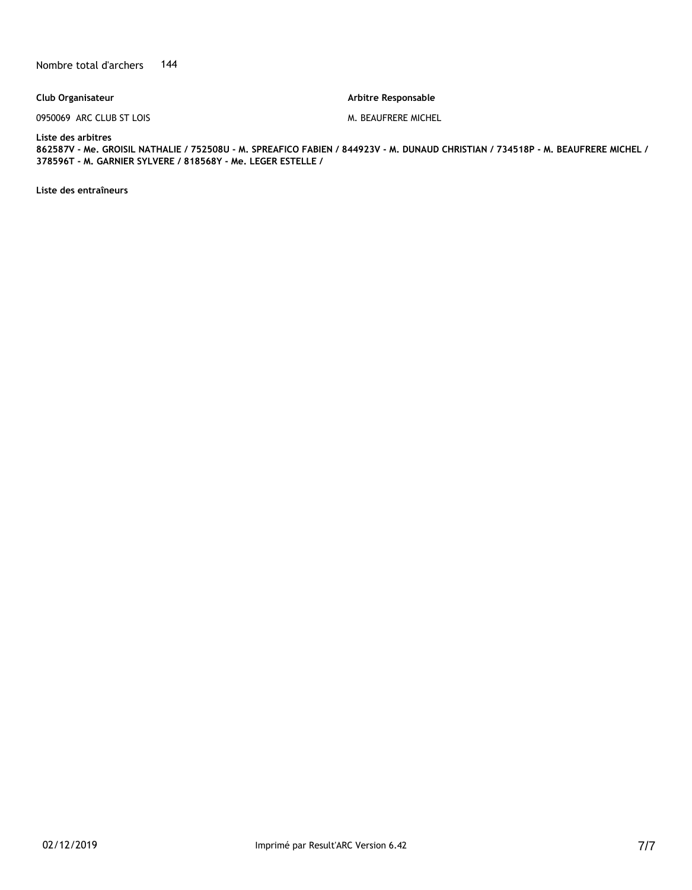Nombre total d'archers 144

**Club Organisateur**

0950069 ARC CLUB ST LOIS

**Arbitre Responsable**

M. BEAUFRERE MICHEL

**Liste des arbitres**

**862587V - Me. GROISIL NATHALIE / 752508U - M. SPREAFICO FABIEN / 844923V - M. DUNAUD CHRISTIAN / 734518P - M. BEAUFRERE MICHEL / 378596T - M. GARNIER SYLVERE / 818568Y - Me. LEGER ESTELLE /**

**Liste des entraîneurs**

02/12/2019 Imprimé par Result'ARC Version 6.42